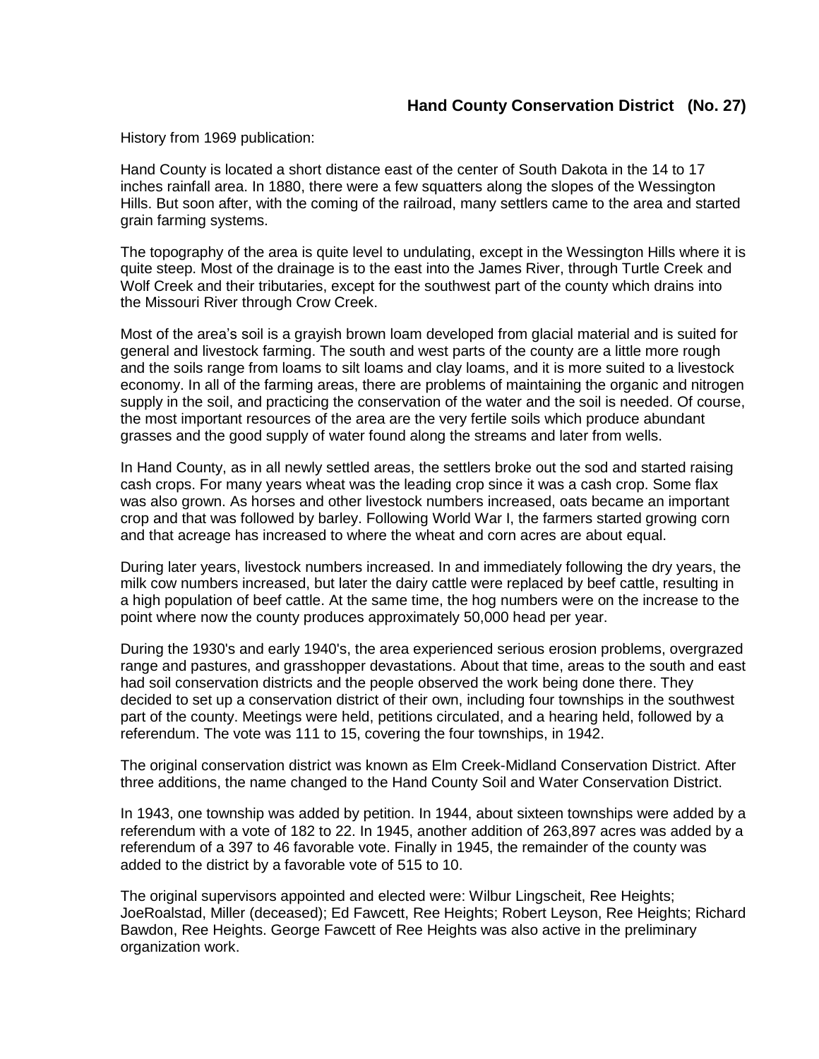## Hand County Conservation District (No. 27)

History from 1969 publication:

Hand County is located a short distance east of the center of South Dakota in the 14 to 17 inches rainfall area. In 1880, there were a few squatters along the slopes of the Wessington Hills. But soon after, with the coming of the railroad, many settlers came to the area and started grain farming systems.

The topography of the area is quite level to undulating, except in the Wessington Hills where it is quite steep. Most of the drainage is to the east into the James River, through Turtle Creek and Wolf Creek and their tributaries, except for the southwest part of the county which drains into the Missouri River through Crow Creek.

Most of the area's soil is a grayish brown loam developed from glacial material and is suited for general and livestock farming. The south and west parts of the county are a little more rough and the soils range from loams to silt loams and clay loams, and it is more suited to a livestock economy. In all of the farming areas, there are problems of maintaining the organic and nitrogen supply in the soil, and practicing the conservation of the water and the soil is needed. Of course, the most important resources of the area are the very fertile soils which produce abundant grasses and the good supply of water found along the streams and later from wells.

In Hand County, as in all newly settled areas, the settlers broke out the sod and started raising cash crops. For many years wheat was the leading crop since it was a cash crop. Some flax was also grown. As horses and other livestock numbers increased, oats became an important crop and that was followed by barley. Following World War I, the farmers started growing corn and that acreage has increased to where the wheat and corn acres are about equal.

During later years, livestock numbers increased. In and immediately following the dry years, the milk cow numbers increased, but later the dairy cattle were replaced by beef cattle, resulting in a high population of beef cattle. At the same time, the hog numbers were on the increase to the point where now the county produces approximately 50,000 head per year.

During the 1930's and early 1940's, the area experienced serious erosion problems, overgrazed range and pastures, and grasshopper devastations. About that time, areas to the south and east had soil conservation districts and the people observed the work being done there. They decided to set up a conservation district of their own, including four townships in the southwest part of the county. Meetings were held, petitions circulated, and a hearing held, followed by a referendum. The vote was 111 to 15, covering the four townships, in 1942.

The original conservation district was known as Elm Creek-Midland Conservation District. After three additions, the name changed to the Hand County Soil and Water Conservation District.

In 1943, one township was added by petition. In 1944, about sixteen townships were added by a referendum with a vote of 182 to 22. In 1945, another addition of 263,897 acres was added by a referendum of a 397 to 46 favorable vote. Finally in 1945, the remainder of the county was added to the district by a favorable vote of 515 to 10.

The original supervisors appointed and elected were: Wilbur Lingscheit, Ree Heights; JoeRoalstad, Miller (deceased); Ed Fawcett, Ree Heights; Robert Leyson, Ree Heights; Richard Bawdon, Ree Heights. George Fawcett of Ree Heights was also active in the preliminary organization work.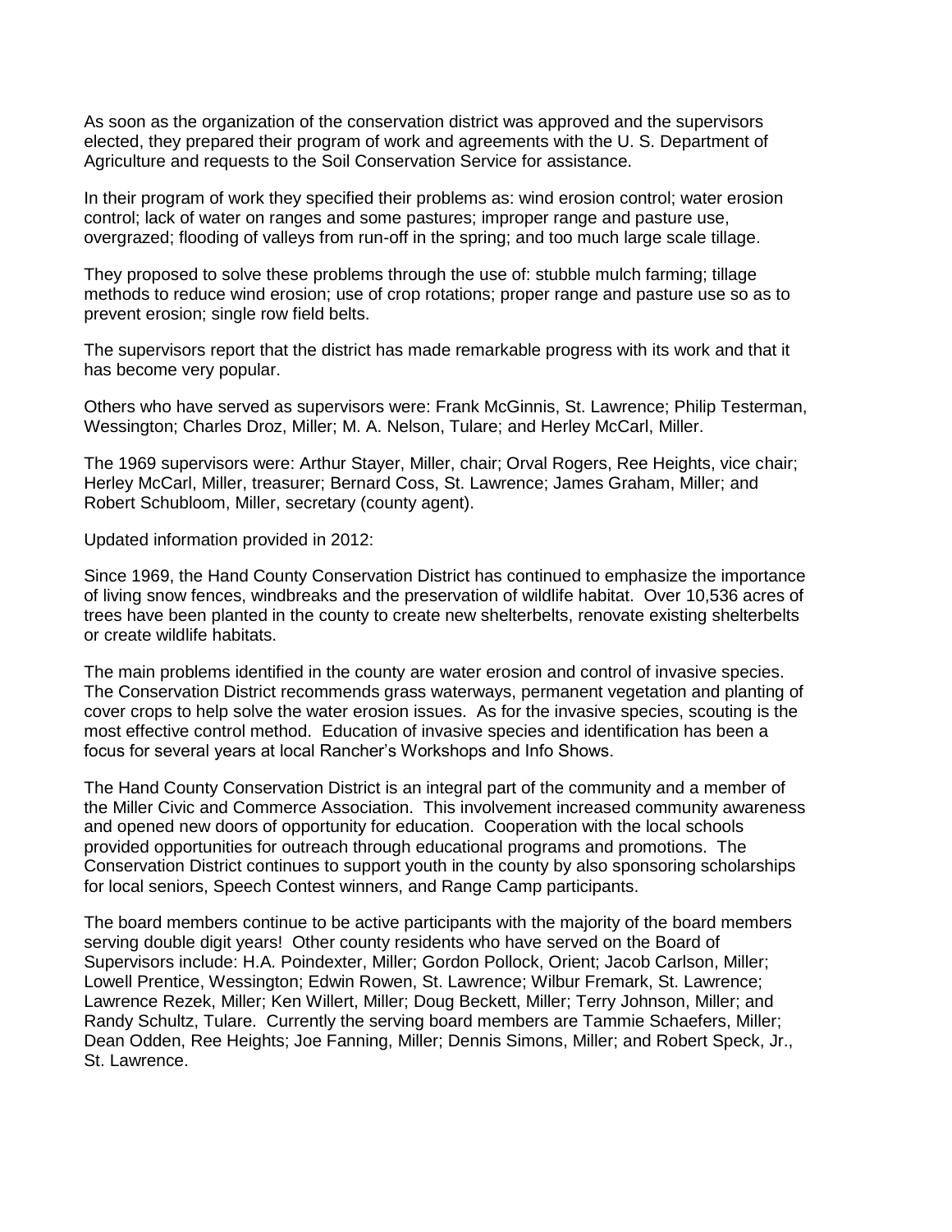As soon as the organization of the conservation district was approved and the supervisors elected, they prepared their program of work and agreements with the U. S. Department of Agriculture and requests to the Soil Conservation Service for assistance.

In their program of work they specified their problems as: wind erosion control; water erosion control; lack of water on ranges and some pastures; improper range and pasture use, overgrazed; flooding of valleys from run-off in the spring; and too much large scale tillage.

They proposed to solve these problems through the use of: stubble mulch farming; tillage methods to reduce wind erosion; use of crop rotations; proper range and pasture use so as to prevent erosion; single row field belts.

The supervisors report that the district has made remarkable progress with its work and that it has become very popular.

Others who have served as supervisors were: Frank McGinnis, St. Lawrence; Philip Testerman, Wessington; Charles Droz, Miller; M. A. Nelson, Tulare; and Herley McCarl, Miller.

The 1969 supervisors were: Arthur Stayer, Miller, chair; Orval Rogers, Ree Heights, vice chair; Herley McCarl, Miller, treasurer; Bernard Coss, St. Lawrence; James Graham, Miller; and Robert Schubloom, Miller, secretary (county agent).

Updated information provided in 2012:

Since 1969, the Hand County Conservation District has continued to emphasize the importance of living snow fences, windbreaks and the preservation of wildlife habitat. Over 10,536 acres of trees have been planted in the county to create new shelterbelts, renovate existing shelterbelts or create wildlife habitats.

The main problems identified in the county are water erosion and control of invasive species. The Conservation District recommends grass waterways, permanent vegetation and planting of cover crops to help solve the water erosion issues. As for the invasive species, scouting is the most effective control method. Education of invasive species and identification has been a focus for several years at local Rancher's Workshops and Info Shows.

The Hand County Conservation District is an integral part of the community and a member of the Miller Civic and Commerce Association. This involvement increased community awareness and opened new doors of opportunity for education. Cooperation with the local schools provided opportunities for outreach through educational programs and promotions. The Conservation District continues to support youth in the county by also sponsoring scholarships for local seniors, Speech Contest winners, and Range Camp participants.

The board members continue to be active participants with the majority of the board members serving double digit years! Other county residents who have served on the Board of Supervisors include: H.A. Poindexter, Miller; Gordon Pollock, Orient; Jacob Carlson, Miller; Lowell Prentice, Wessington; Edwin Rowen, St. Lawrence; Wilbur Fremark, St. Lawrence; Lawrence Rezek, Miller; Ken Willert, Miller; Doug Beckett, Miller; Terry Johnson, Miller; and Randy Schultz, Tulare. Currently the serving board members are Tammie Schaefers, Miller; Dean Odden, Ree Heights; Joe Fanning, Miller; Dennis Simons, Miller; and Robert Speck, Jr., St. Lawrence.